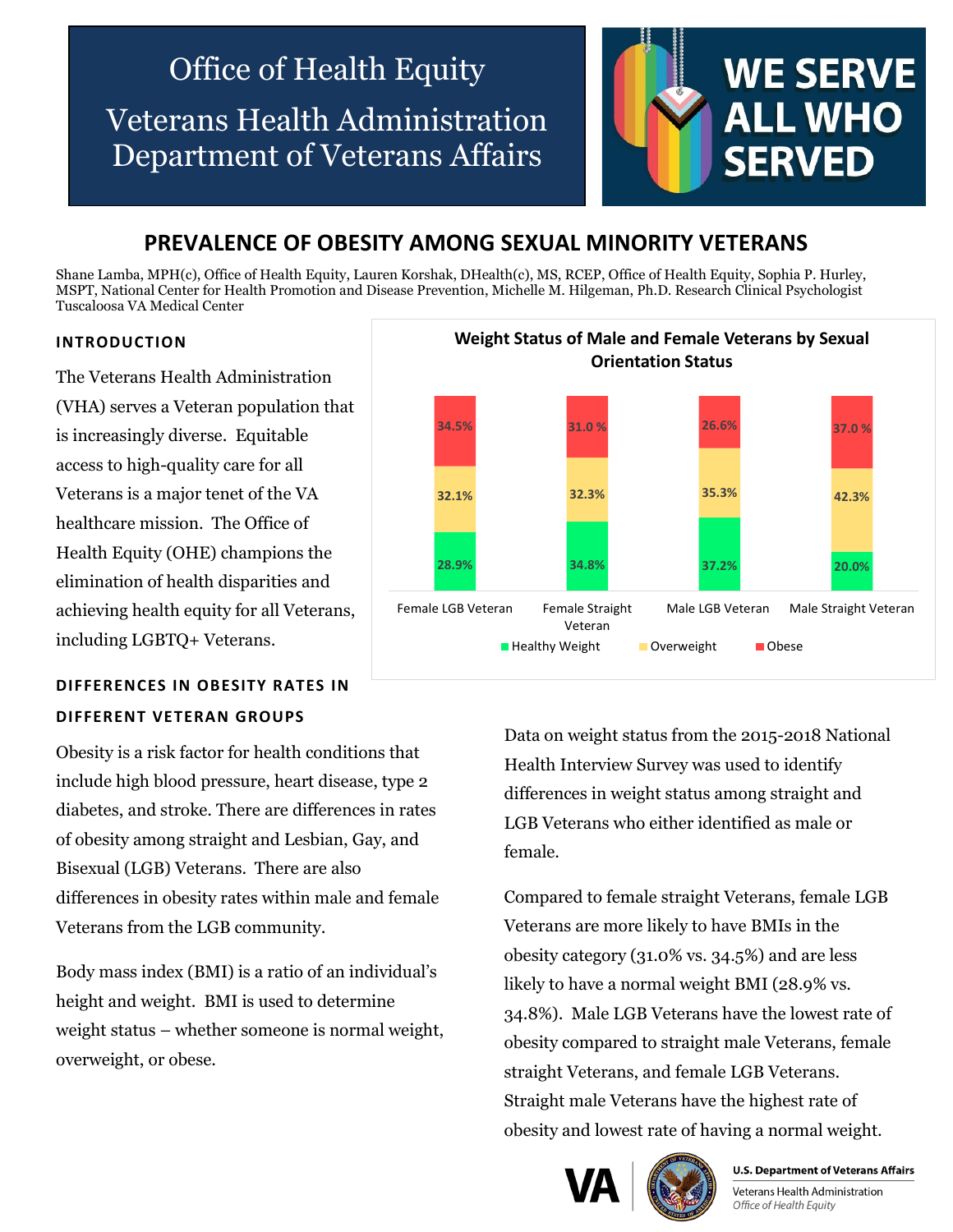Office of Health Equity

Veterans Health Administration
Department of Veterans Affairs

WE SERVE ALL WHO SERVED

# PREVALENCE OF OBESITY AMONG SEXUAL MINORITY VETERANS

Shane Lamba, MPH(c), Office of Health Equity, Lauren Korshak, DHealth(c), MS, RCEP, Office of Health Equity, Sophia P. Hurley, MSPT, National Center for Health Promotion and Disease Prevention, Michelle M. Hilgeman, Ph.D. Research Clinical Psychologist Tuscaloosa VA Medical Center

## INTRODUCTION

The Veterans Health Administration (VHA) serves a Veteran population that is increasingly diverse. Equitable access to high-quality care for all Veterans is a major tenet of the VA healthcare mission. The Office of Health Equity (OHE) champions the elimination of health disparities and achieving health equity for all Veterans, including LGBTQ+ Veterans.

**Weight Status of Male and Female Veterans by Sexual Orientation Status**

| | Female LGB Veteran | Female Straight Veteran | Male LGB Veteran | Male Straight Veteran |
|---|---|---|---|---|
| Healthy Weight | 28.9% | 34.8% | 37.2% | 20.0% |
| Overweight | 32.1% | 32.3% | 35.3% | 42.3% |
| Obese | 34.5% | 31.0 % | 26.6% | 37.0 % |

## DIFFERENCES IN OBESITY RATES IN DIFFERENT VETERAN GROUPS

Obesity is a risk factor for health conditions that include high blood pressure, heart disease, type 2 diabetes, and stroke. There are differences in rates of obesity among straight and Lesbian, Gay, and Bisexual (LGB) Veterans. There are also differences in obesity rates within male and female Veterans from the LGB community.

Body mass index (BMI) is a ratio of an individual's height and weight. BMI is used to determine weight status – whether someone is normal weight, overweight, or obese.

Data on weight status from the 2015-2018 National Health Interview Survey was used to identify differences in weight status among straight and LGB Veterans who either identified as male or female.

Compared to female straight Veterans, female LGB Veterans are more likely to have BMIs in the obesity category (31.0% vs. 34.5%) and are less likely to have a normal weight BMI (28.9% vs. 34.8%). Male LGB Veterans have the lowest rate of obesity compared to straight male Veterans, female straight Veterans, and female LGB Veterans. Straight male Veterans have the highest rate of obesity and lowest rate of having a normal weight.

U.S. Department of Veterans Affairs
Veterans Health Administration
*Office of Health Equity*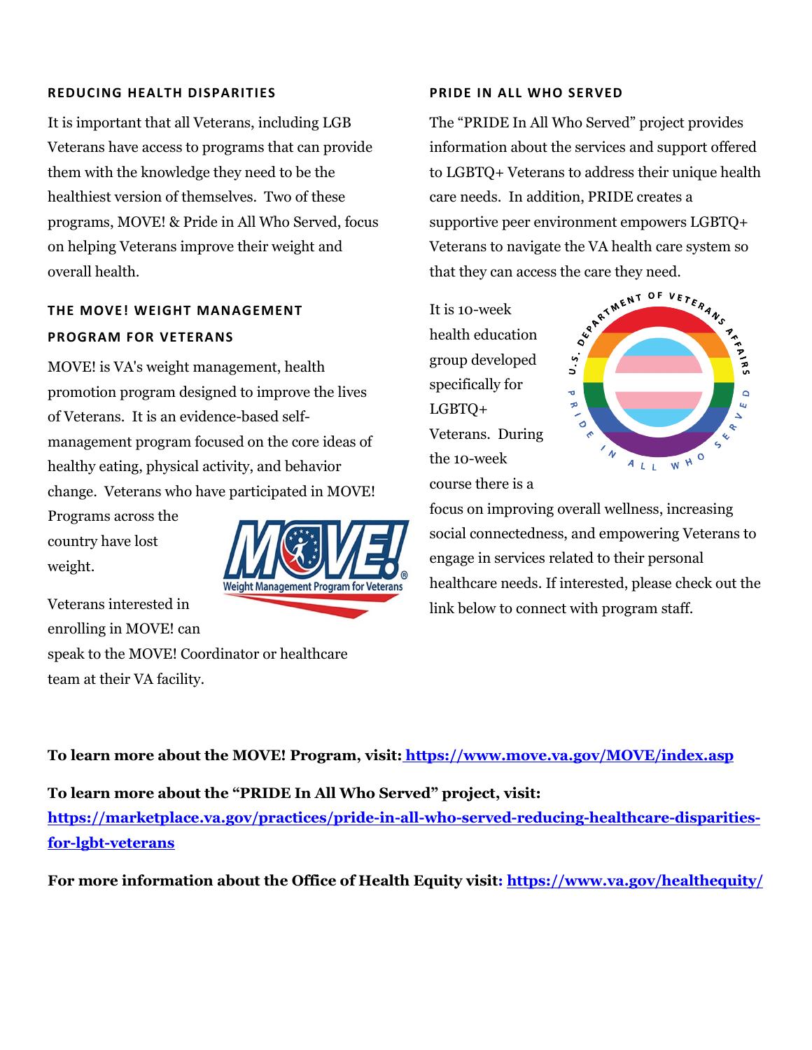## REDUCING HEALTH DISPARITIES

It is important that all Veterans, including LGB Veterans have access to programs that can provide them with the knowledge they need to be the healthiest version of themselves. Two of these programs, MOVE! & Pride in All Who Served, focus on helping Veterans improve their weight and overall health.

## THE MOVE! WEIGHT MANAGEMENT PROGRAM FOR VETERANS

MOVE! is VA's weight management, health promotion program designed to improve the lives of Veterans. It is an evidence-based self-management program focused on the core ideas of healthy eating, physical activity, and behavior change. Veterans who have participated in MOVE! Programs across the country have lost weight.

Veterans interested in enrolling in MOVE! can speak to the MOVE! Coordinator or healthcare team at their VA facility.

## PRIDE IN ALL WHO SERVED

The "PRIDE In All Who Served" project provides information about the services and support offered to LGBTQ+ Veterans to address their unique health care needs. In addition, PRIDE creates a supportive peer environment empowers LGBTQ+ Veterans to navigate the VA health care system so that they can access the care they need.

It is 10-week health education group developed specifically for LGBTQ+ Veterans. During the 10-week course there is a focus on improving overall wellness, increasing social connectedness, and empowering Veterans to engage in services related to their personal healthcare needs. If interested, please check out the link below to connect with program staff.

**To learn more about the MOVE! Program, visit:** https://www.move.va.gov/MOVE/index.asp

**To learn more about the "PRIDE In All Who Served" project, visit:** https://marketplace.va.gov/practices/pride-in-all-who-served-reducing-healthcare-disparities-for-lgbt-veterans

**For more information about the Office of Health Equity visit:** https://www.va.gov/healthequity/